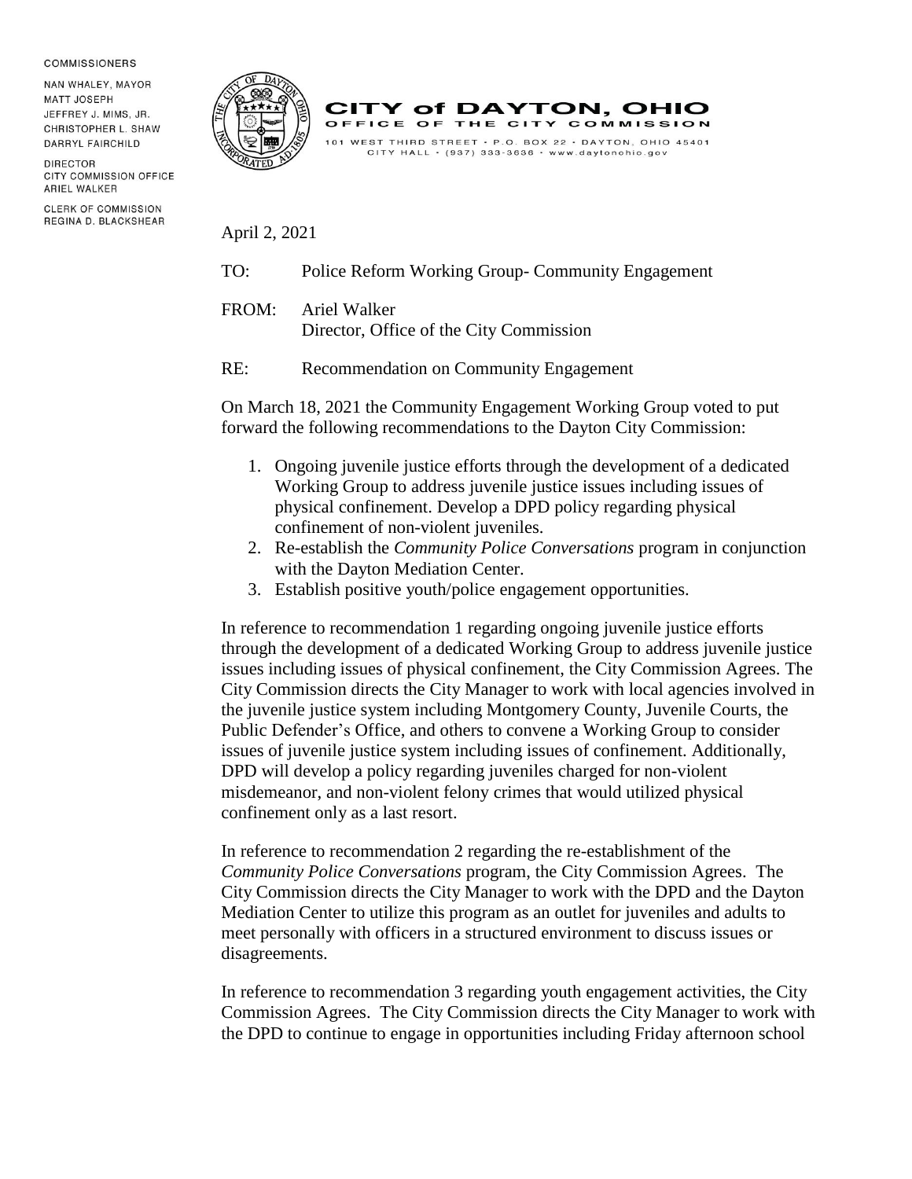COMMISSIONERS

NAN WHALEY, MAYOR
MATT JOSEPH
JEFFREY J. MIMS, JR.
CHRISTOPHER L. SHAW
DARRYL FAIRCHILD

DIRECTOR
CITY COMMISSION OFFICE
ARIEL WALKER

CLERK OF COMMISSION
REGINA D. BLACKSHEAR

# CITY of DAYTON, OHIO

OFFICE OF THE CITY COMMISSION

101 WEST THIRD STREET • P.O. BOX 22 • DAYTON, OHIO 45401
CITY HALL • (937) 333-3636 • www.daytonohio.gov

April 2, 2021

TO: Police Reform Working Group- Community Engagement

FROM: Ariel Walker
Director, Office of the City Commission

RE: Recommendation on Community Engagement

On March 18, 2021 the Community Engagement Working Group voted to put forward the following recommendations to the Dayton City Commission:

1. Ongoing juvenile justice efforts through the development of a dedicated Working Group to address juvenile justice issues including issues of physical confinement. Develop a DPD policy regarding physical confinement of non-violent juveniles.
2. Re-establish the *Community Police Conversations* program in conjunction with the Dayton Mediation Center.
3. Establish positive youth/police engagement opportunities.

In reference to recommendation 1 regarding ongoing juvenile justice efforts through the development of a dedicated Working Group to address juvenile justice issues including issues of physical confinement, the City Commission Agrees. The City Commission directs the City Manager to work with local agencies involved in the juvenile justice system including Montgomery County, Juvenile Courts, the Public Defender's Office, and others to convene a Working Group to consider issues of juvenile justice system including issues of confinement. Additionally, DPD will develop a policy regarding juveniles charged for non-violent misdemeanor, and non-violent felony crimes that would utilized physical confinement only as a last resort.

In reference to recommendation 2 regarding the re-establishment of the *Community Police Conversations* program, the City Commission Agrees. The City Commission directs the City Manager to work with the DPD and the Dayton Mediation Center to utilize this program as an outlet for juveniles and adults to meet personally with officers in a structured environment to discuss issues or disagreements.

In reference to recommendation 3 regarding youth engagement activities, the City Commission Agrees. The City Commission directs the City Manager to work with the DPD to continue to engage in opportunities including Friday afternoon school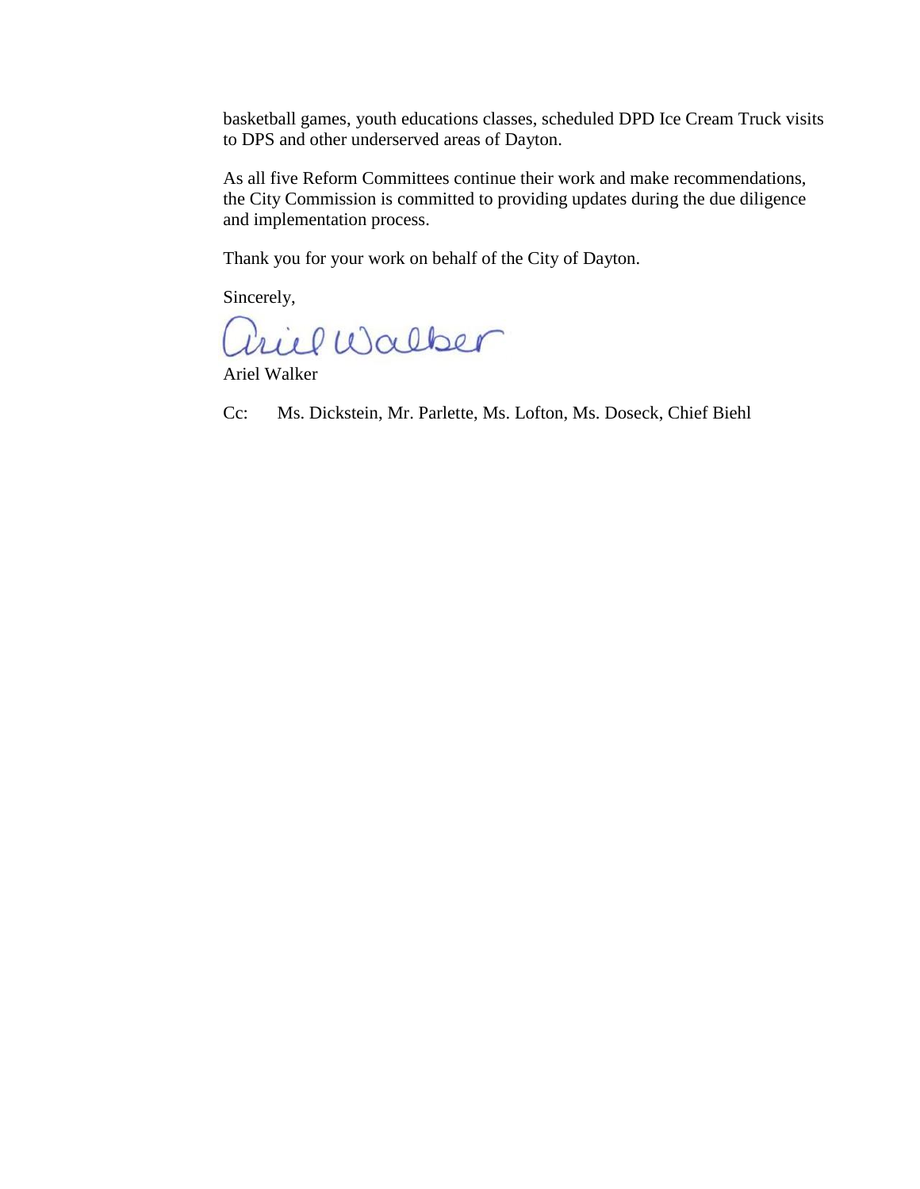basketball games, youth educations classes, scheduled DPD Ice Cream Truck visits to DPS and other underserved areas of Dayton.

As all five Reform Committees continue their work and make recommendations, the City Commission is committed to providing updates during the due diligence and implementation process.

Thank you for your work on behalf of the City of Dayton.

Sincerely,

Ariel Walker

Cc: Ms. Dickstein, Mr. Parlette, Ms. Lofton, Ms. Doseck, Chief Biehl